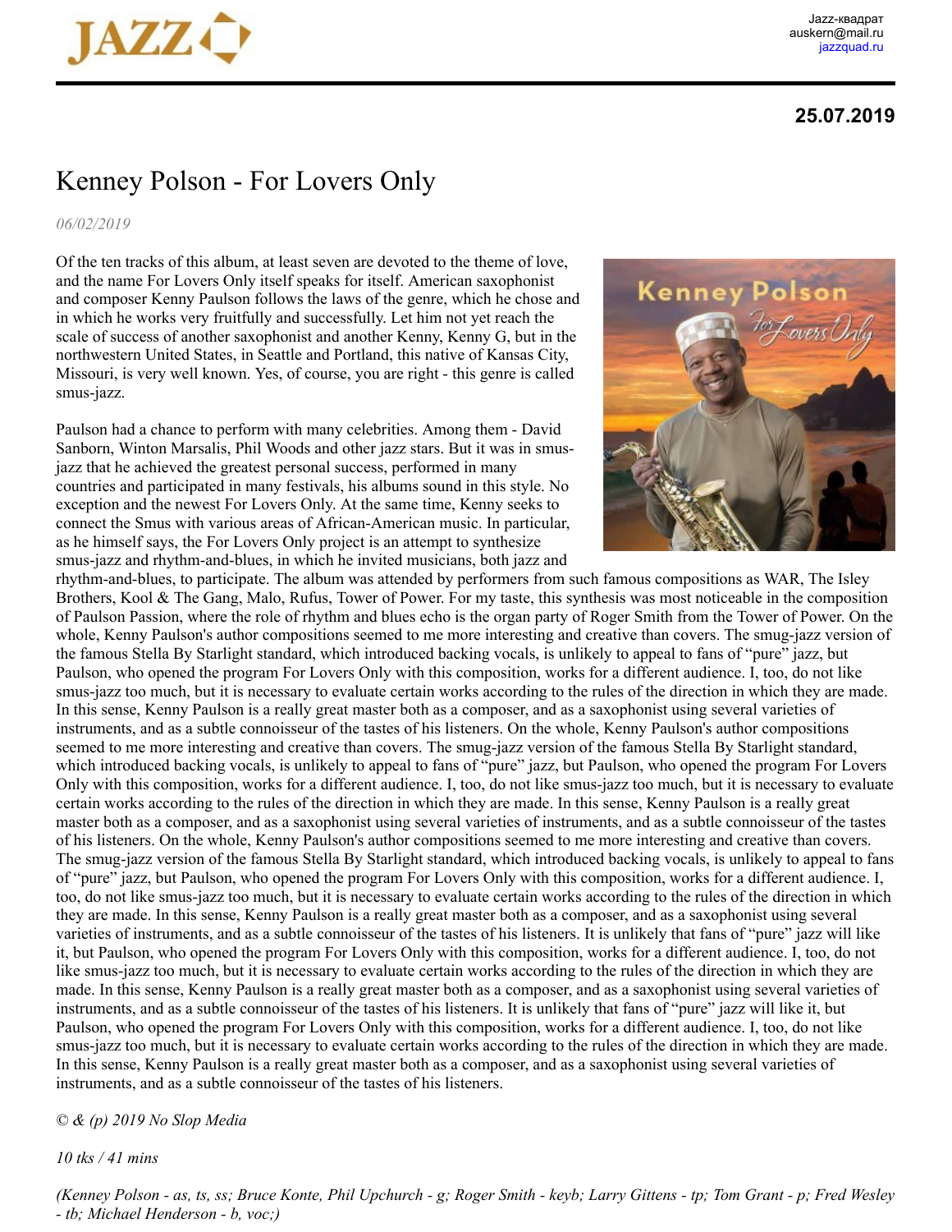# Kenney Polson - For Lovers Only

*06/02/2019*

Of the ten tracks of this album, at least seven are devoted to the theme of love, and the name For Lovers Only itself speaks for itself. American saxophonist and composer Kenny Paulson follows the laws of the genre, which he chose and in which he works very fruitfully and successfully. Let him not yet reach the scale of success of another saxophonist and another Kenny, Kenny G, but in the northwestern United States, in Seattle and Portland, this native of Kansas City, Missouri, is very well known. Yes, of course, you are right - this genre is called smus-jazz.

Paulson had a chance to perform with many celebrities. Among them - David Sanborn, Winton Marsalis, Phil Woods and other jazz stars. But it was in smus-jazz that he achieved the greatest personal success, performed in many countries and participated in many festivals, his albums sound in this style. No exception and the newest For Lovers Only. At the same time, Kenny seeks to connect the Smus with various areas of African-American music. In particular, as he himself says, the For Lovers Only project is an attempt to synthesize smus-jazz and rhythm-and-blues, in which he invited musicians, both jazz and rhythm-and-blues, to participate. The album was attended by performers from such famous compositions as WAR, The Isley Brothers, Kool & The Gang, Malo, Rufus, Tower of Power. For my taste, this synthesis was most noticeable in the composition of Paulson Passion, where the role of rhythm and blues echo is the organ party of Roger Smith from the Tower of Power. On the whole, Kenny Paulson's author compositions seemed to me more interesting and creative than covers. The smug-jazz version of the famous Stella By Starlight standard, which introduced backing vocals, is unlikely to appeal to fans of "pure" jazz, but Paulson, who opened the program For Lovers Only with this composition, works for a different audience. I, too, do not like smus-jazz too much, but it is necessary to evaluate certain works according to the rules of the direction in which they are made. In this sense, Kenny Paulson is a really great master both as a composer, and as a saxophonist using several varieties of instruments, and as a subtle connoisseur of the tastes of his listeners. On the whole, Kenny Paulson's author compositions seemed to me more interesting and creative than covers. The smug-jazz version of the famous Stella By Starlight standard, which introduced backing vocals, is unlikely to appeal to fans of "pure" jazz, but Paulson, who opened the program For Lovers Only with this composition, works for a different audience. I, too, do not like smus-jazz too much, but it is necessary to evaluate certain works according to the rules of the direction in which they are made. In this sense, Kenny Paulson is a really great master both as a composer, and as a saxophonist using several varieties of instruments, and as a subtle connoisseur of the tastes of his listeners. On the whole, Kenny Paulson's author compositions seemed to me more interesting and creative than covers. The smug-jazz version of the famous Stella By Starlight standard, which introduced backing vocals, is unlikely to appeal to fans of "pure" jazz, but Paulson, who opened the program For Lovers Only with this composition, works for a different audience. I, too, do not like smus-jazz too much, but it is necessary to evaluate certain works according to the rules of the direction in which they are made. In this sense, Kenny Paulson is a really great master both as a composer, and as a saxophonist using several varieties of instruments, and as a subtle connoisseur of the tastes of his listeners. It is unlikely that fans of "pure" jazz will like it, but Paulson, who opened the program For Lovers Only with this composition, works for a different audience. I, too, do not like smus-jazz too much, but it is necessary to evaluate certain works according to the rules of the direction in which they are made. In this sense, Kenny Paulson is a really great master both as a composer, and as a saxophonist using several varieties of instruments, and as a subtle connoisseur of the tastes of his listeners. It is unlikely that fans of "pure" jazz will like it, but Paulson, who opened the program For Lovers Only with this composition, works for a different audience. I, too, do not like smus-jazz too much, but it is necessary to evaluate certain works according to the rules of the direction in which they are made. In this sense, Kenny Paulson is a really great master both as a composer, and as a saxophonist using several varieties of instruments, and as a subtle connoisseur of the tastes of his listeners.

*© & (p) 2019 No Slop Media*

*10 tks / 41 mins*

*(Kenney Polson - as, ts, ss; Bruce Konte, Phil Upchurch - g; Roger Smith - keyb; Larry Gittens - tp; Tom Grant - p; Fred Wesley - tb; Michael Henderson - b, voc;)*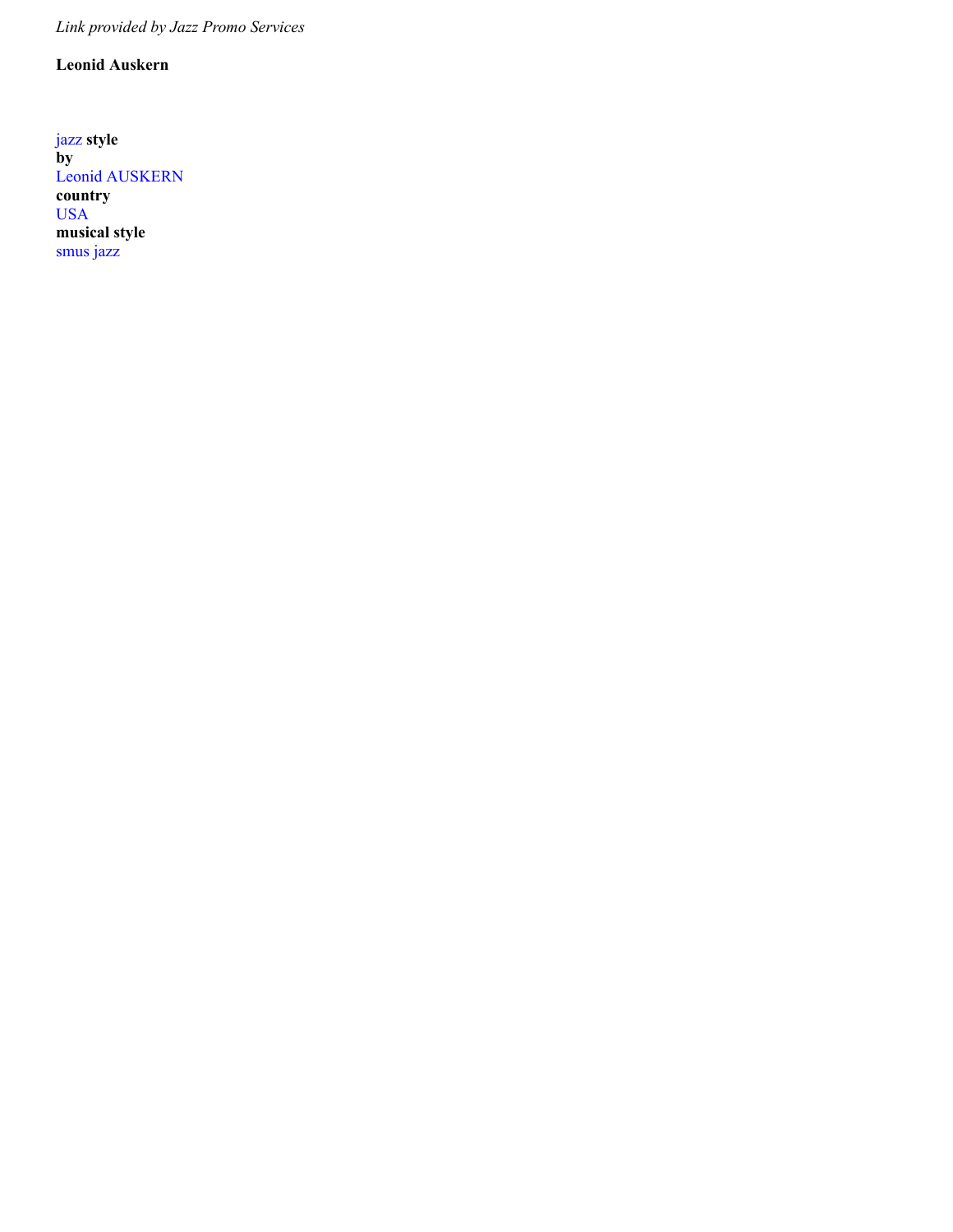*Link provided by Jazz Promo Services*

**Leonid Auskern**

jazz **style**
**by**
Leonid AUSKERN
**country**
USA
**musical style**
smus jazz